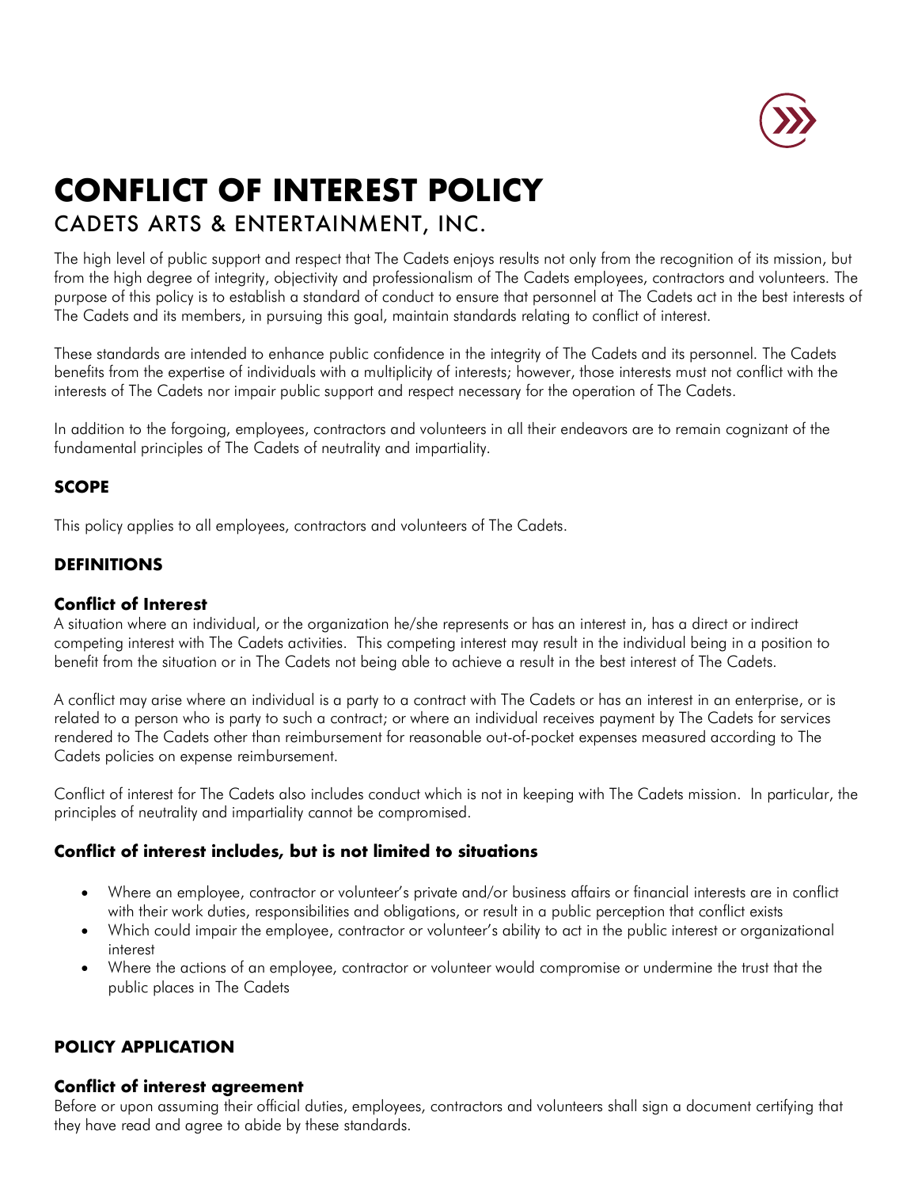# CONFLICT OF INTEREST POLICY

## CADETS ARTS & ENTERTAINMENT, INC.

The high level of public support and respect that The Cadets enjoys results not only from the recognition of its mission, but from the high degree of integrity, objectivity and professionalism of The Cadets employees, contractors and volunteers. The purpose of this policy is to establish a standard of conduct to ensure that personnel at The Cadets act in the best interests of The Cadets and its members, in pursuing this goal, maintain standards relating to conflict of interest.

These standards are intended to enhance public confidence in the integrity of The Cadets and its personnel. The Cadets benefits from the expertise of individuals with a multiplicity of interests; however, those interests must not conflict with the interests of The Cadets nor impair public support and respect necessary for the operation of The Cadets.

In addition to the forgoing, employees, contractors and volunteers in all their endeavors are to remain cognizant of the fundamental principles of The Cadets of neutrality and impartiality.

### SCOPE

This policy applies to all employees, contractors and volunteers of The Cadets.

### DEFINITIONS

#### Conflict of Interest

A situation where an individual, or the organization he/she represents or has an interest in, has a direct or indirect competing interest with The Cadets activities. This competing interest may result in the individual being in a position to benefit from the situation or in The Cadets not being able to achieve a result in the best interest of The Cadets.

A conflict may arise where an individual is a party to a contract with The Cadets or has an interest in an enterprise, or is related to a person who is party to such a contract; or where an individual receives payment by The Cadets for services rendered to The Cadets other than reimbursement for reasonable out-of-pocket expenses measured according to The Cadets policies on expense reimbursement.

Conflict of interest for The Cadets also includes conduct which is not in keeping with The Cadets mission. In particular, the principles of neutrality and impartiality cannot be compromised.

#### Conflict of interest includes, but is not limited to situations

- Where an employee, contractor or volunteer's private and/or business affairs or financial interests are in conflict with their work duties, responsibilities and obligations, or result in a public perception that conflict exists
- Which could impair the employee, contractor or volunteer's ability to act in the public interest or organizational interest
- Where the actions of an employee, contractor or volunteer would compromise or undermine the trust that the public places in The Cadets

### POLICY APPLICATION

#### Conflict of interest agreement

Before or upon assuming their official duties, employees, contractors and volunteers shall sign a document certifying that they have read and agree to abide by these standards.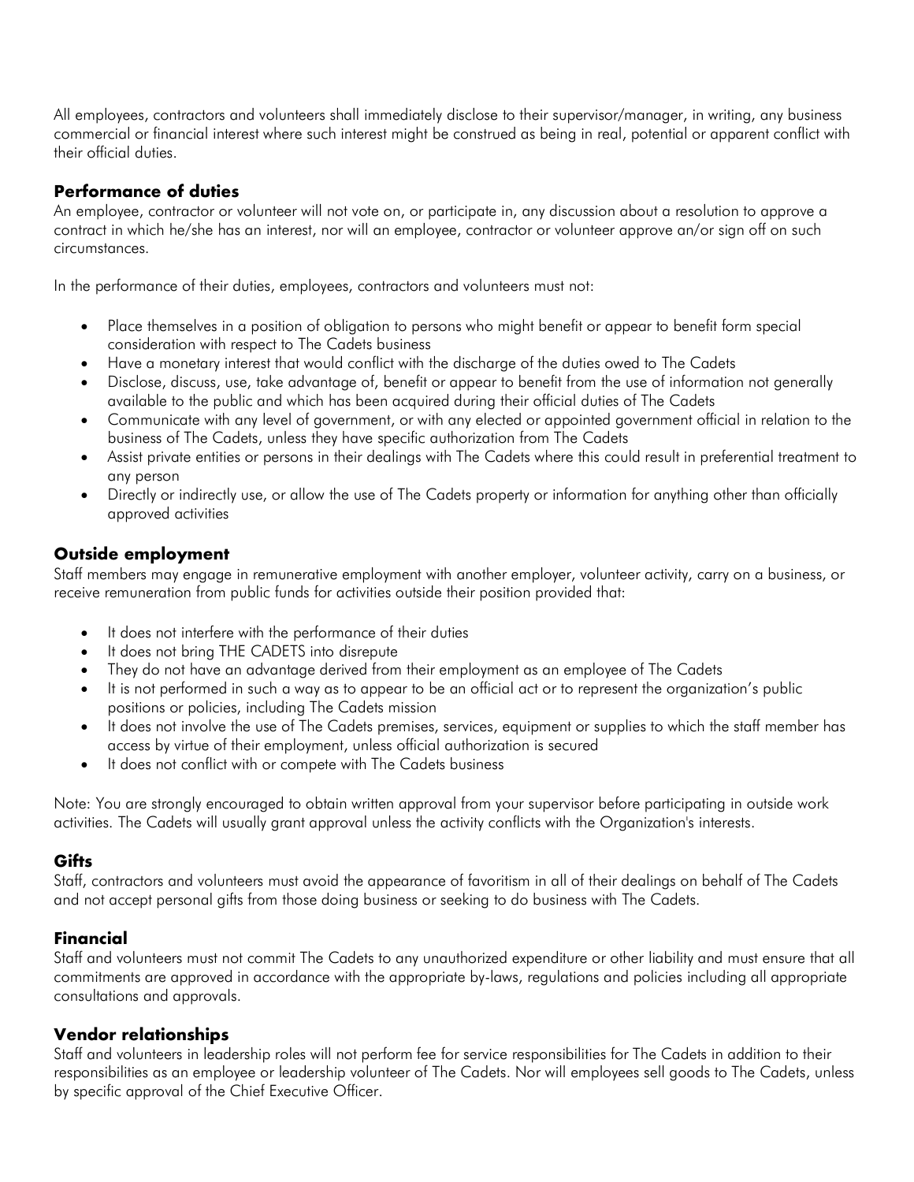All employees, contractors and volunteers shall immediately disclose to their supervisor/manager, in writing, any business commercial or financial interest where such interest might be construed as being in real, potential or apparent conflict with their official duties.

### Performance of duties

An employee, contractor or volunteer will not vote on, or participate in, any discussion about a resolution to approve a contract in which he/she has an interest, nor will an employee, contractor or volunteer approve an/or sign off on such circumstances.

In the performance of their duties, employees, contractors and volunteers must not:

- Place themselves in a position of obligation to persons who might benefit or appear to benefit form special consideration with respect to The Cadets business
- Have a monetary interest that would conflict with the discharge of the duties owed to The Cadets
- Disclose, discuss, use, take advantage of, benefit or appear to benefit from the use of information not generally available to the public and which has been acquired during their official duties of The Cadets
- Communicate with any level of government, or with any elected or appointed government official in relation to the business of The Cadets, unless they have specific authorization from The Cadets
- Assist private entities or persons in their dealings with The Cadets where this could result in preferential treatment to any person
- Directly or indirectly use, or allow the use of The Cadets property or information for anything other than officially approved activities

### Outside employment

Staff members may engage in remunerative employment with another employer, volunteer activity, carry on a business, or receive remuneration from public funds for activities outside their position provided that:

- It does not interfere with the performance of their duties
- It does not bring THE CADETS into disrepute
- They do not have an advantage derived from their employment as an employee of The Cadets
- It is not performed in such a way as to appear to be an official act or to represent the organization's public positions or policies, including The Cadets mission
- It does not involve the use of The Cadets premises, services, equipment or supplies to which the staff member has access by virtue of their employment, unless official authorization is secured
- It does not conflict with or compete with The Cadets business

Note: You are strongly encouraged to obtain written approval from your supervisor before participating in outside work activities. The Cadets will usually grant approval unless the activity conflicts with the Organization's interests.

### Gifts

Staff, contractors and volunteers must avoid the appearance of favoritism in all of their dealings on behalf of The Cadets and not accept personal gifts from those doing business or seeking to do business with The Cadets.

### Financial

Staff and volunteers must not commit The Cadets to any unauthorized expenditure or other liability and must ensure that all commitments are approved in accordance with the appropriate by-laws, regulations and policies including all appropriate consultations and approvals.

### Vendor relationships

Staff and volunteers in leadership roles will not perform fee for service responsibilities for The Cadets in addition to their responsibilities as an employee or leadership volunteer of The Cadets. Nor will employees sell goods to The Cadets, unless by specific approval of the Chief Executive Officer.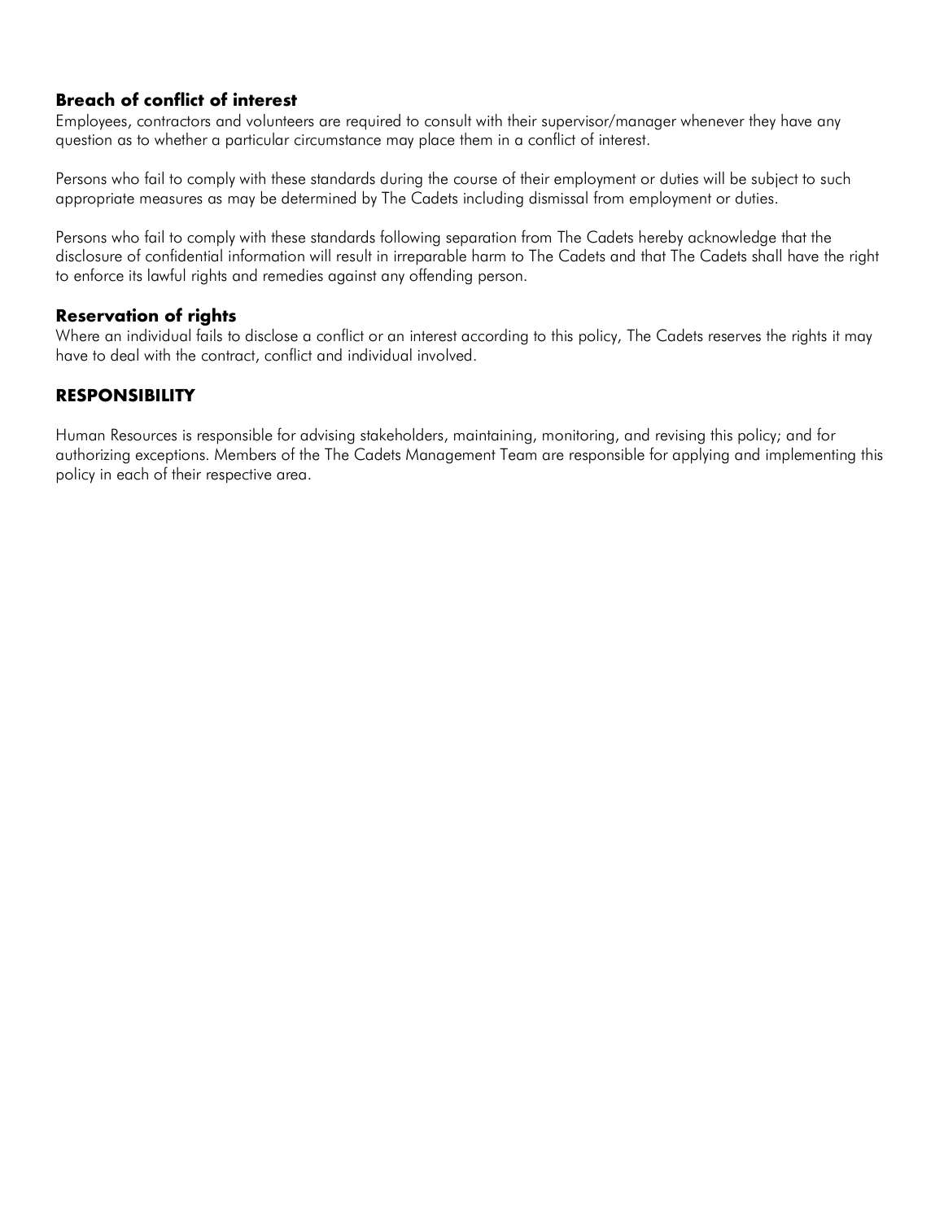### Breach of conflict of interest

Employees, contractors and volunteers are required to consult with their supervisor/manager whenever they have any question as to whether a particular circumstance may place them in a conflict of interest.

Persons who fail to comply with these standards during the course of their employment or duties will be subject to such appropriate measures as may be determined by The Cadets including dismissal from employment or duties.

Persons who fail to comply with these standards following separation from The Cadets hereby acknowledge that the disclosure of confidential information will result in irreparable harm to The Cadets and that The Cadets shall have the right to enforce its lawful rights and remedies against any offending person.

### Reservation of rights

Where an individual fails to disclose a conflict or an interest according to this policy, The Cadets reserves the rights it may have to deal with the contract, conflict and individual involved.

## RESPONSIBILITY

Human Resources is responsible for advising stakeholders, maintaining, monitoring, and revising this policy; and for authorizing exceptions. Members of the The Cadets Management Team are responsible for applying and implementing this policy in each of their respective area.